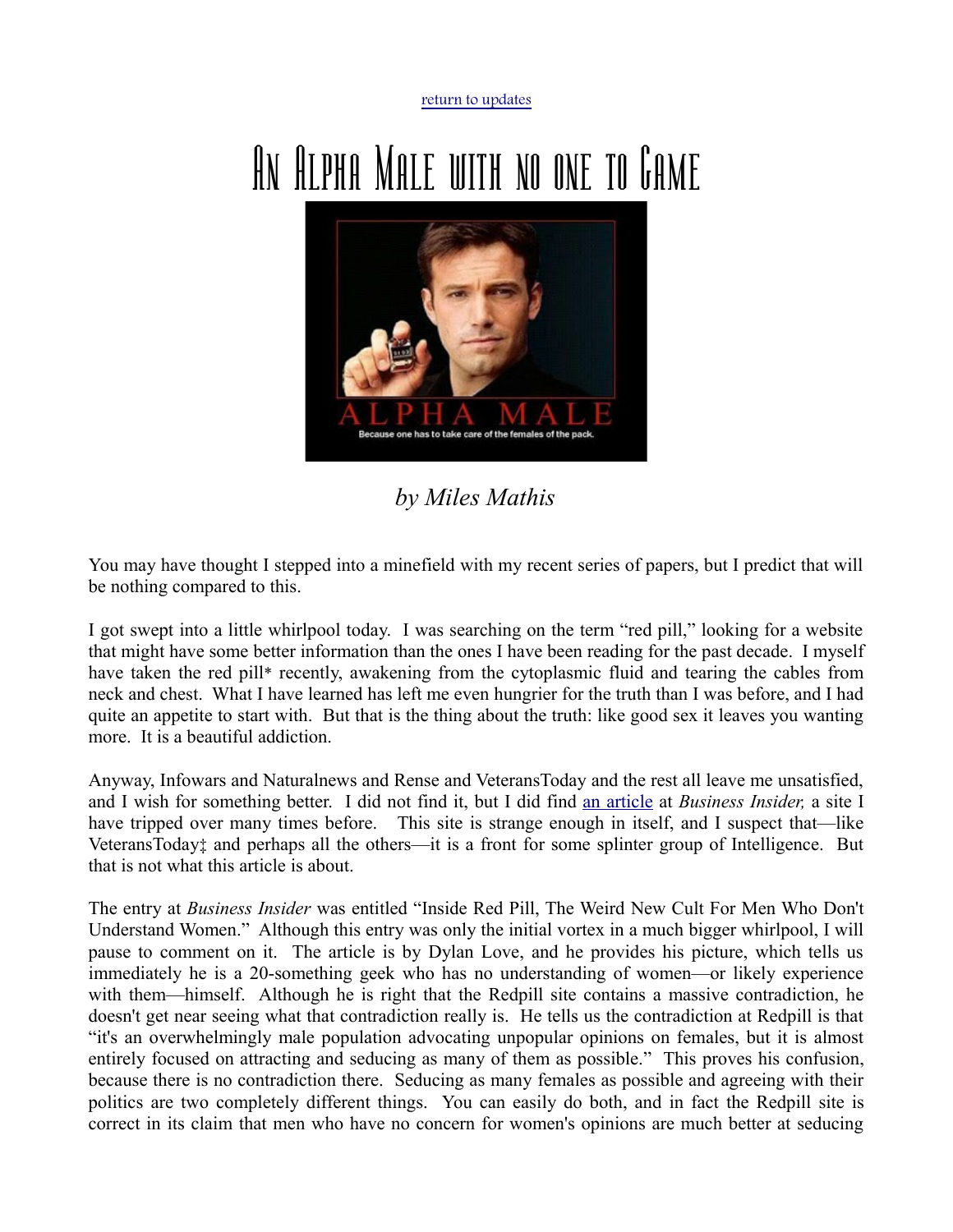return to updates

# An Alpha Male with no one to Game

*by Miles Mathis*

You may have thought I stepped into a minefield with my recent series of papers, but I predict that will be nothing compared to this.

I got swept into a little whirlpool today. I was searching on the term "red pill," looking for a website that might have some better information than the ones I have been reading for the past decade. I myself have taken the red pill* recently, awakening from the cytoplasmic fluid and tearing the cables from neck and chest. What I have learned has left me even hungrier for the truth than I was before, and I had quite an appetite to start with. But that is the thing about the truth: like good sex it leaves you wanting more. It is a beautiful addiction.

Anyway, Infowars and Naturalnews and Rense and VeteransToday and the rest all leave me unsatisfied, and I wish for something better. I did not find it, but I did find an article at *Business Insider,* a site I have tripped over many times before. This site is strange enough in itself, and I suspect that—like VeteransToday‡ and perhaps all the others—it is a front for some splinter group of Intelligence. But that is not what this article is about.

The entry at *Business Insider* was entitled "Inside Red Pill, The Weird New Cult For Men Who Don't Understand Women." Although this entry was only the initial vortex in a much bigger whirlpool, I will pause to comment on it. The article is by Dylan Love, and he provides his picture, which tells us immediately he is a 20-something geek who has no understanding of women—or likely experience with them—himself. Although he is right that the Redpill site contains a massive contradiction, he doesn't get near seeing what that contradiction really is. He tells us the contradiction at Redpill is that "it's an overwhelmingly male population advocating unpopular opinions on females, but it is almost entirely focused on attracting and seducing as many of them as possible." This proves his confusion, because there is no contradiction there. Seducing as many females as possible and agreeing with their politics are two completely different things. You can easily do both, and in fact the Redpill site is correct in its claim that men who have no concern for women's opinions are much better at seducing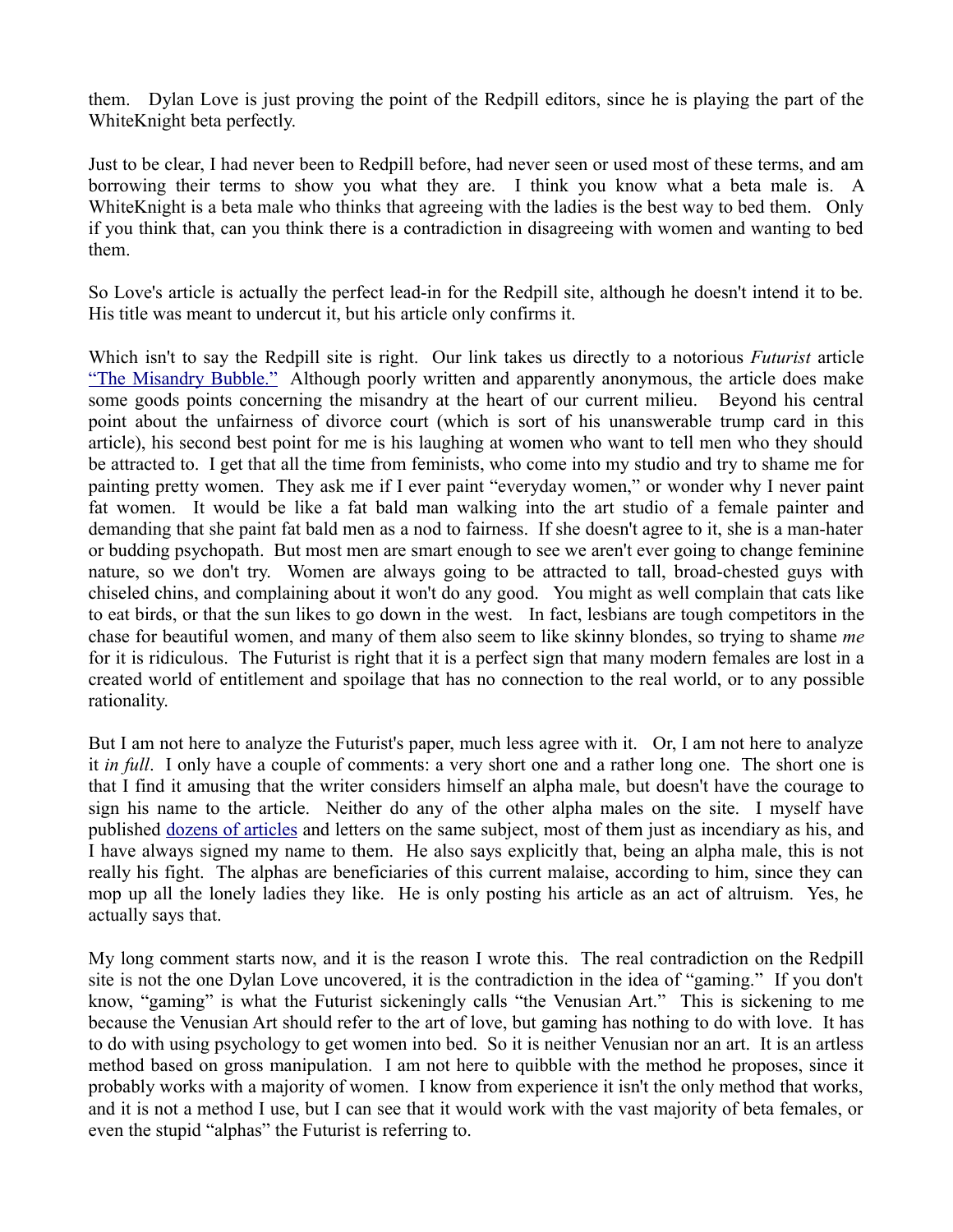them. Dylan Love is just proving the point of the Redpill editors, since he is playing the part of the WhiteKnight beta perfectly.

Just to be clear, I had never been to Redpill before, had never seen or used most of these terms, and am borrowing their terms to show you what they are. I think you know what a beta male is. A WhiteKnight is a beta male who thinks that agreeing with the ladies is the best way to bed them. Only if you think that, can you think there is a contradiction in disagreeing with women and wanting to bed them.

So Love's article is actually the perfect lead-in for the Redpill site, although he doesn't intend it to be. His title was meant to undercut it, but his article only confirms it.

Which isn't to say the Redpill site is right. Our link takes us directly to a notorious *Futurist* article "The Misandry Bubble." Although poorly written and apparently anonymous, the article does make some goods points concerning the misandry at the heart of our current milieu. Beyond his central point about the unfairness of divorce court (which is sort of his unanswerable trump card in this article), his second best point for me is his laughing at women who want to tell men who they should be attracted to. I get that all the time from feminists, who come into my studio and try to shame me for painting pretty women. They ask me if I ever paint "everyday women," or wonder why I never paint fat women. It would be like a fat bald man walking into the art studio of a female painter and demanding that she paint fat bald men as a nod to fairness. If she doesn't agree to it, she is a man-hater or budding psychopath. But most men are smart enough to see we aren't ever going to change feminine nature, so we don't try. Women are always going to be attracted to tall, broad-chested guys with chiseled chins, and complaining about it won't do any good. You might as well complain that cats like to eat birds, or that the sun likes to go down in the west. In fact, lesbians are tough competitors in the chase for beautiful women, and many of them also seem to like skinny blondes, so trying to shame *me* for it is ridiculous. The Futurist is right that it is a perfect sign that many modern females are lost in a created world of entitlement and spoilage that has no connection to the real world, or to any possible rationality.

But I am not here to analyze the Futurist's paper, much less agree with it. Or, I am not here to analyze it *in full*. I only have a couple of comments: a very short one and a rather long one. The short one is that I find it amusing that the writer considers himself an alpha male, but doesn't have the courage to sign his name to the article. Neither do any of the other alpha males on the site. I myself have published dozens of articles and letters on the same subject, most of them just as incendiary as his, and I have always signed my name to them. He also says explicitly that, being an alpha male, this is not really his fight. The alphas are beneficiaries of this current malaise, according to him, since they can mop up all the lonely ladies they like. He is only posting his article as an act of altruism. Yes, he actually says that.

My long comment starts now, and it is the reason I wrote this. The real contradiction on the Redpill site is not the one Dylan Love uncovered, it is the contradiction in the idea of "gaming." If you don't know, "gaming" is what the Futurist sickeningly calls "the Venusian Art." This is sickening to me because the Venusian Art should refer to the art of love, but gaming has nothing to do with love. It has to do with using psychology to get women into bed. So it is neither Venusian nor an art. It is an artless method based on gross manipulation. I am not here to quibble with the method he proposes, since it probably works with a majority of women. I know from experience it isn't the only method that works, and it is not a method I use, but I can see that it would work with the vast majority of beta females, or even the stupid "alphas" the Futurist is referring to.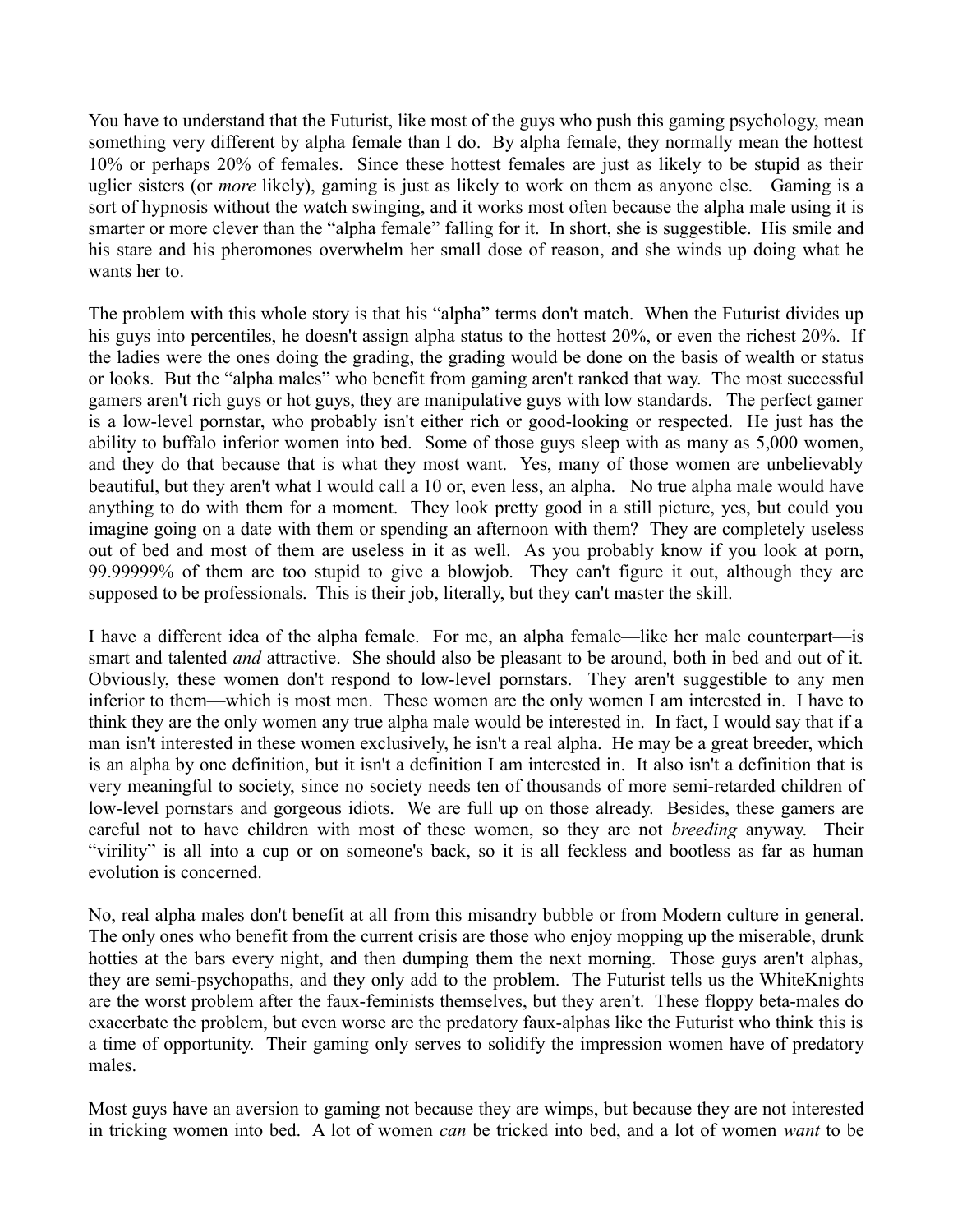You have to understand that the Futurist, like most of the guys who push this gaming psychology, mean something very different by alpha female than I do. By alpha female, they normally mean the hottest 10% or perhaps 20% of females. Since these hottest females are just as likely to be stupid as their uglier sisters (or *more* likely), gaming is just as likely to work on them as anyone else. Gaming is a sort of hypnosis without the watch swinging, and it works most often because the alpha male using it is smarter or more clever than the "alpha female" falling for it. In short, she is suggestible. His smile and his stare and his pheromones overwhelm her small dose of reason, and she winds up doing what he wants her to.

The problem with this whole story is that his "alpha" terms don't match. When the Futurist divides up his guys into percentiles, he doesn't assign alpha status to the hottest 20%, or even the richest 20%. If the ladies were the ones doing the grading, the grading would be done on the basis of wealth or status or looks. But the "alpha males" who benefit from gaming aren't ranked that way. The most successful gamers aren't rich guys or hot guys, they are manipulative guys with low standards. The perfect gamer is a low-level pornstar, who probably isn't either rich or good-looking or respected. He just has the ability to buffalo inferior women into bed. Some of those guys sleep with as many as 5,000 women, and they do that because that is what they most want. Yes, many of those women are unbelievably beautiful, but they aren't what I would call a 10 or, even less, an alpha. No true alpha male would have anything to do with them for a moment. They look pretty good in a still picture, yes, but could you imagine going on a date with them or spending an afternoon with them? They are completely useless out of bed and most of them are useless in it as well. As you probably know if you look at porn, 99.99999% of them are too stupid to give a blowjob. They can't figure it out, although they are supposed to be professionals. This is their job, literally, but they can't master the skill.

I have a different idea of the alpha female. For me, an alpha female—like her male counterpart—is smart and talented *and* attractive. She should also be pleasant to be around, both in bed and out of it. Obviously, these women don't respond to low-level pornstars. They aren't suggestible to any men inferior to them—which is most men. These women are the only women I am interested in. I have to think they are the only women any true alpha male would be interested in. In fact, I would say that if a man isn't interested in these women exclusively, he isn't a real alpha. He may be a great breeder, which is an alpha by one definition, but it isn't a definition I am interested in. It also isn't a definition that is very meaningful to society, since no society needs ten of thousands of more semi-retarded children of low-level pornstars and gorgeous idiots. We are full up on those already. Besides, these gamers are careful not to have children with most of these women, so they are not *breeding* anyway. Their "virility" is all into a cup or on someone's back, so it is all feckless and bootless as far as human evolution is concerned.

No, real alpha males don't benefit at all from this misandry bubble or from Modern culture in general. The only ones who benefit from the current crisis are those who enjoy mopping up the miserable, drunk hotties at the bars every night, and then dumping them the next morning. Those guys aren't alphas, they are semi-psychopaths, and they only add to the problem. The Futurist tells us the WhiteKnights are the worst problem after the faux-feminists themselves, but they aren't. These floppy beta-males do exacerbate the problem, but even worse are the predatory faux-alphas like the Futurist who think this is a time of opportunity. Their gaming only serves to solidify the impression women have of predatory males.

Most guys have an aversion to gaming not because they are wimps, but because they are not interested in tricking women into bed. A lot of women *can* be tricked into bed, and a lot of women *want* to be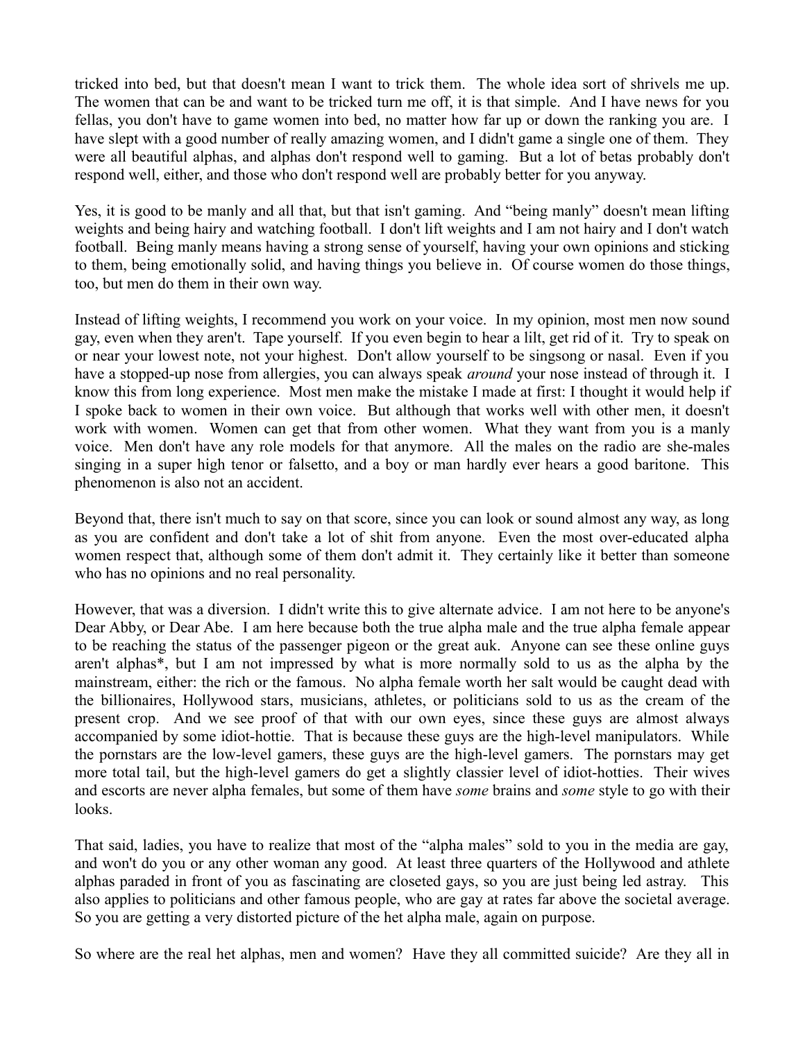tricked into bed, but that doesn't mean I want to trick them. The whole idea sort of shrivels me up. The women that can be and want to be tricked turn me off, it is that simple. And I have news for you fellas, you don't have to game women into bed, no matter how far up or down the ranking you are. I have slept with a good number of really amazing women, and I didn't game a single one of them. They were all beautiful alphas, and alphas don't respond well to gaming. But a lot of betas probably don't respond well, either, and those who don't respond well are probably better for you anyway.

Yes, it is good to be manly and all that, but that isn't gaming. And "being manly" doesn't mean lifting weights and being hairy and watching football. I don't lift weights and I am not hairy and I don't watch football. Being manly means having a strong sense of yourself, having your own opinions and sticking to them, being emotionally solid, and having things you believe in. Of course women do those things, too, but men do them in their own way.

Instead of lifting weights, I recommend you work on your voice. In my opinion, most men now sound gay, even when they aren't. Tape yourself. If you even begin to hear a lilt, get rid of it. Try to speak on or near your lowest note, not your highest. Don't allow yourself to be singsong or nasal. Even if you have a stopped-up nose from allergies, you can always speak *around* your nose instead of through it. I know this from long experience. Most men make the mistake I made at first: I thought it would help if I spoke back to women in their own voice. But although that works well with other men, it doesn't work with women. Women can get that from other women. What they want from you is a manly voice. Men don't have any role models for that anymore. All the males on the radio are she-males singing in a super high tenor or falsetto, and a boy or man hardly ever hears a good baritone. This phenomenon is also not an accident.

Beyond that, there isn't much to say on that score, since you can look or sound almost any way, as long as you are confident and don't take a lot of shit from anyone. Even the most over-educated alpha women respect that, although some of them don't admit it. They certainly like it better than someone who has no opinions and no real personality.

However, that was a diversion. I didn't write this to give alternate advice. I am not here to be anyone's Dear Abby, or Dear Abe. I am here because both the true alpha male and the true alpha female appear to be reaching the status of the passenger pigeon or the great auk. Anyone can see these online guys aren't alphas*, but I am not impressed by what is more normally sold to us as the alpha by the mainstream, either: the rich or the famous. No alpha female worth her salt would be caught dead with the billionaires, Hollywood stars, musicians, athletes, or politicians sold to us as the cream of the present crop. And we see proof of that with our own eyes, since these guys are almost always accompanied by some idiot-hottie. That is because these guys are the high-level manipulators. While the pornstars are the low-level gamers, these guys are the high-level gamers. The pornstars may get more total tail, but the high-level gamers do get a slightly classier level of idiot-hotties. Their wives and escorts are never alpha females, but some of them have *some* brains and *some* style to go with their looks.

That said, ladies, you have to realize that most of the "alpha males" sold to you in the media are gay, and won't do you or any other woman any good. At least three quarters of the Hollywood and athlete alphas paraded in front of you as fascinating are closeted gays, so you are just being led astray. This also applies to politicians and other famous people, who are gay at rates far above the societal average. So you are getting a very distorted picture of the het alpha male, again on purpose.

So where are the real het alphas, men and women? Have they all committed suicide? Are they all in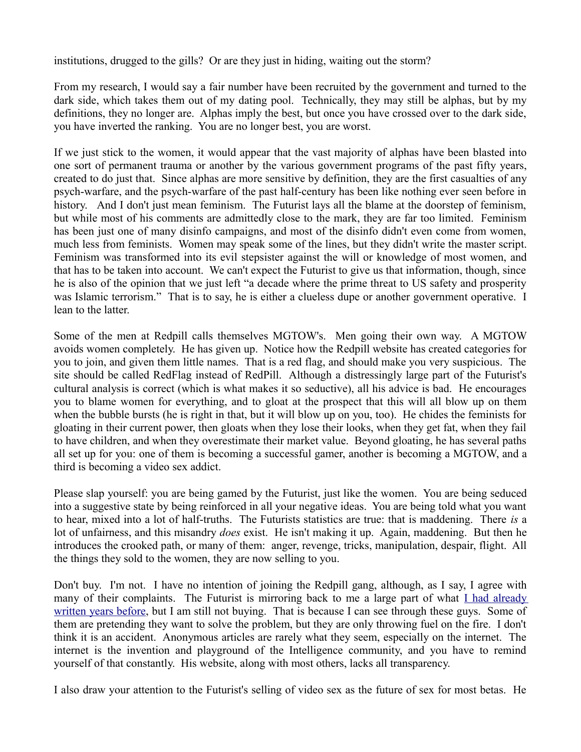institutions, drugged to the gills? Or are they just in hiding, waiting out the storm?

From my research, I would say a fair number have been recruited by the government and turned to the dark side, which takes them out of my dating pool. Technically, they may still be alphas, but by my definitions, they no longer are. Alphas imply the best, but once you have crossed over to the dark side, you have inverted the ranking. You are no longer best, you are worst.

If we just stick to the women, it would appear that the vast majority of alphas have been blasted into one sort of permanent trauma or another by the various government programs of the past fifty years, created to do just that. Since alphas are more sensitive by definition, they are the first casualties of any psych-warfare, and the psych-warfare of the past half-century has been like nothing ever seen before in history. And I don't just mean feminism. The Futurist lays all the blame at the doorstep of feminism, but while most of his comments are admittedly close to the mark, they are far too limited. Feminism has been just one of many disinfo campaigns, and most of the disinfo didn't even come from women, much less from feminists. Women may speak some of the lines, but they didn't write the master script. Feminism was transformed into its evil stepsister against the will or knowledge of most women, and that has to be taken into account. We can't expect the Futurist to give us that information, though, since he is also of the opinion that we just left "a decade where the prime threat to US safety and prosperity was Islamic terrorism." That is to say, he is either a clueless dupe or another government operative. I lean to the latter.

Some of the men at Redpill calls themselves MGTOW's. Men going their own way. A MGTOW avoids women completely. He has given up. Notice how the Redpill website has created categories for you to join, and given them little names. That is a red flag, and should make you very suspicious. The site should be called RedFlag instead of RedPill. Although a distressingly large part of the Futurist's cultural analysis is correct (which is what makes it so seductive), all his advice is bad. He encourages you to blame women for everything, and to gloat at the prospect that this will all blow up on them when the bubble bursts (he is right in that, but it will blow up on you, too). He chides the feminists for gloating in their current power, then gloats when they lose their looks, when they get fat, when they fail to have children, and when they overestimate their market value. Beyond gloating, he has several paths all set up for you: one of them is becoming a successful gamer, another is becoming a MGTOW, and a third is becoming a video sex addict.

Please slap yourself: you are being gamed by the Futurist, just like the women. You are being seduced into a suggestive state by being reinforced in all your negative ideas. You are being told what you want to hear, mixed into a lot of half-truths. The Futurists statistics are true: that is maddening. There *is* a lot of unfairness, and this misandry *does* exist. He isn't making it up. Again, maddening. But then he introduces the crooked path, or many of them: anger, revenge, tricks, manipulation, despair, flight. All the things they sold to the women, they are now selling to you.

Don't buy. I'm not. I have no intention of joining the Redpill gang, although, as I say, I agree with many of their complaints. The Futurist is mirroring back to me a large part of what I had already written years before, but I am still not buying. That is because I can see through these guys. Some of them are pretending they want to solve the problem, but they are only throwing fuel on the fire. I don't think it is an accident. Anonymous articles are rarely what they seem, especially on the internet. The internet is the invention and playground of the Intelligence community, and you have to remind yourself of that constantly. His website, along with most others, lacks all transparency.

I also draw your attention to the Futurist's selling of video sex as the future of sex for most betas. He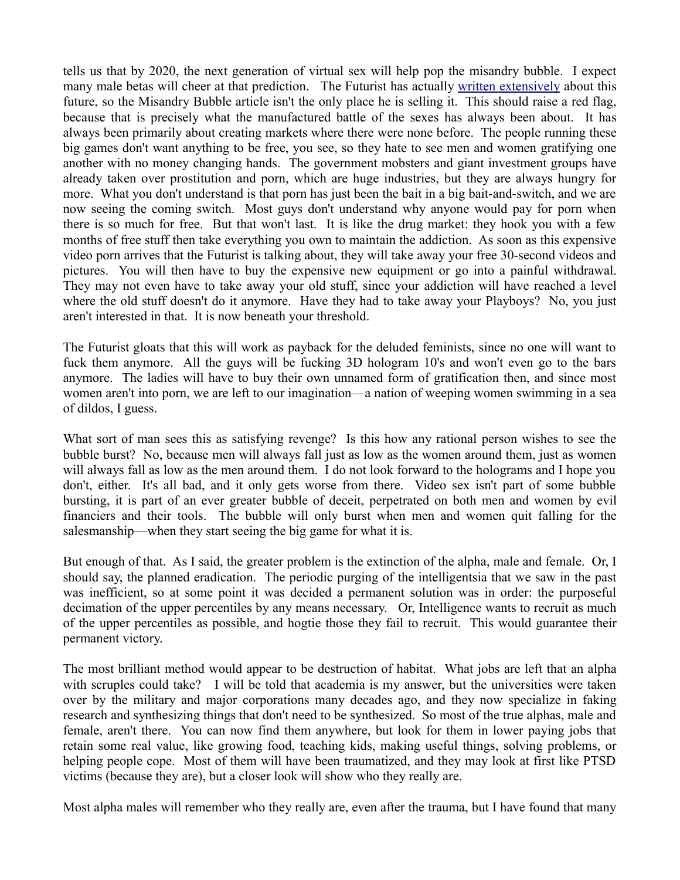tells us that by 2020, the next generation of virtual sex will help pop the misandry bubble. I expect many male betas will cheer at that prediction. The Futurist has actually [written extensively] about this future, so the Misandry Bubble article isn't the only place he is selling it. This should raise a red flag, because that is precisely what the manufactured battle of the sexes has always been about. It has always been primarily about creating markets where there were none before. The people running these big games don't want anything to be free, you see, so they hate to see men and women gratifying one another with no money changing hands. The government mobsters and giant investment groups have already taken over prostitution and porn, which are huge industries, but they are always hungry for more. What you don't understand is that porn has just been the bait in a big bait-and-switch, and we are now seeing the coming switch. Most guys don't understand why anyone would pay for porn when there is so much for free. But that won't last. It is like the drug market: they hook you with a few months of free stuff then take everything you own to maintain the addiction. As soon as this expensive video porn arrives that the Futurist is talking about, they will take away your free 30-second videos and pictures. You will then have to buy the expensive new equipment or go into a painful withdrawal. They may not even have to take away your old stuff, since your addiction will have reached a level where the old stuff doesn't do it anymore. Have they had to take away your Playboys? No, you just aren't interested in that. It is now beneath your threshold.

The Futurist gloats that this will work as payback for the deluded feminists, since no one will want to fuck them anymore. All the guys will be fucking 3D hologram 10's and won't even go to the bars anymore. The ladies will have to buy their own unnamed form of gratification then, and since most women aren't into porn, we are left to our imagination—a nation of weeping women swimming in a sea of dildos, I guess.

What sort of man sees this as satisfying revenge? Is this how any rational person wishes to see the bubble burst? No, because men will always fall just as low as the women around them, just as women will always fall as low as the men around them. I do not look forward to the holograms and I hope you don't, either. It's all bad, and it only gets worse from there. Video sex isn't part of some bubble bursting, it is part of an ever greater bubble of deceit, perpetrated on both men and women by evil financiers and their tools. The bubble will only burst when men and women quit falling for the salesmanship—when they start seeing the big game for what it is.

But enough of that. As I said, the greater problem is the extinction of the alpha, male and female. Or, I should say, the planned eradication. The periodic purging of the intelligentsia that we saw in the past was inefficient, so at some point it was decided a permanent solution was in order: the purposeful decimation of the upper percentiles by any means necessary. Or, Intelligence wants to recruit as much of the upper percentiles as possible, and hogtie those they fail to recruit. This would guarantee their permanent victory.

The most brilliant method would appear to be destruction of habitat. What jobs are left that an alpha with scruples could take? I will be told that academia is my answer, but the universities were taken over by the military and major corporations many decades ago, and they now specialize in faking research and synthesizing things that don't need to be synthesized. So most of the true alphas, male and female, aren't there. You can now find them anywhere, but look for them in lower paying jobs that retain some real value, like growing food, teaching kids, making useful things, solving problems, or helping people cope. Most of them will have been traumatized, and they may look at first like PTSD victims (because they are), but a closer look will show who they really are.

Most alpha males will remember who they really are, even after the trauma, but I have found that many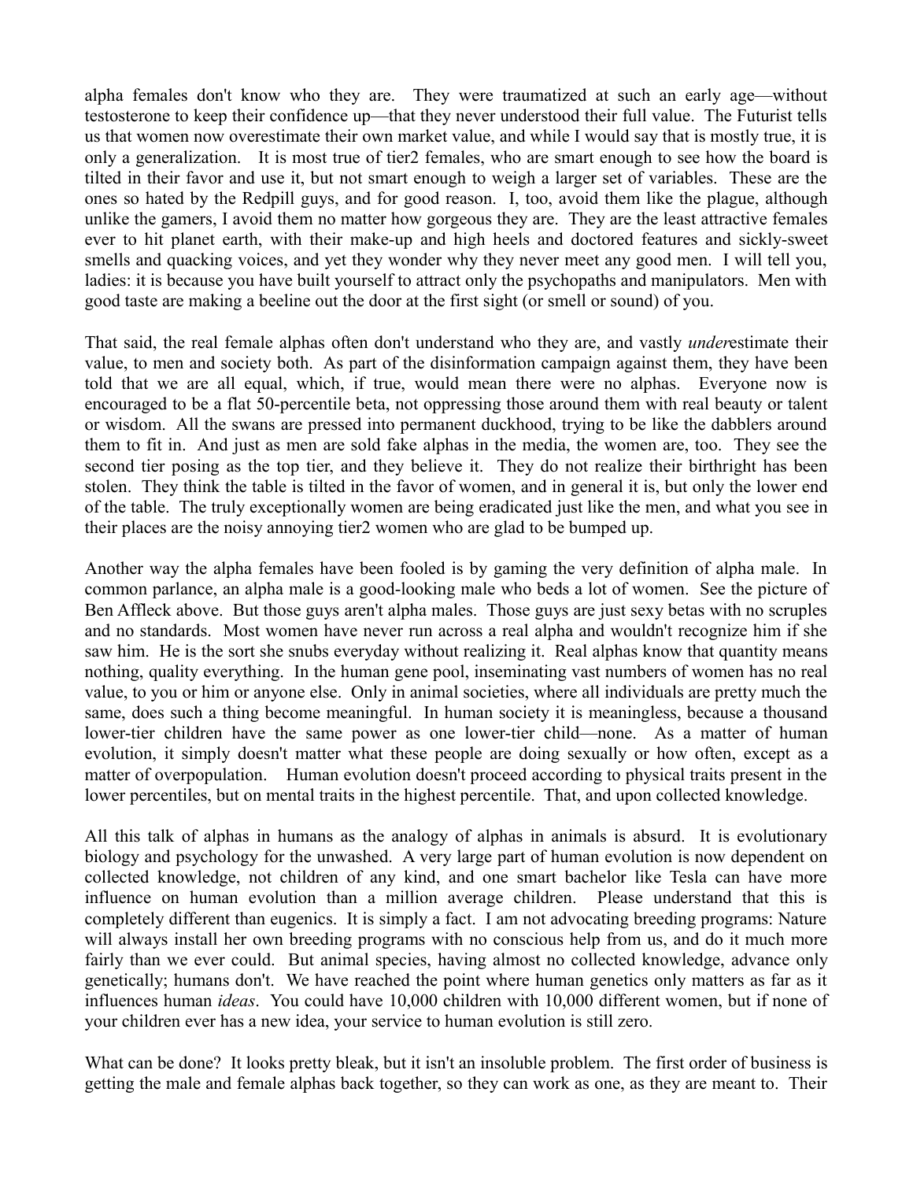alpha females don't know who they are. They were traumatized at such an early age—without testosterone to keep their confidence up—that they never understood their full value. The Futurist tells us that women now overestimate their own market value, and while I would say that is mostly true, it is only a generalization. It is most true of tier2 females, who are smart enough to see how the board is tilted in their favor and use it, but not smart enough to weigh a larger set of variables. These are the ones so hated by the Redpill guys, and for good reason. I, too, avoid them like the plague, although unlike the gamers, I avoid them no matter how gorgeous they are. They are the least attractive females ever to hit planet earth, with their make-up and high heels and doctored features and sickly-sweet smells and quacking voices, and yet they wonder why they never meet any good men. I will tell you, ladies: it is because you have built yourself to attract only the psychopaths and manipulators. Men with good taste are making a beeline out the door at the first sight (or smell or sound) of you.

That said, the real female alphas often don't understand who they are, and vastly *under*estimate their value, to men and society both. As part of the disinformation campaign against them, they have been told that we are all equal, which, if true, would mean there were no alphas. Everyone now is encouraged to be a flat 50-percentile beta, not oppressing those around them with real beauty or talent or wisdom. All the swans are pressed into permanent duckhood, trying to be like the dabblers around them to fit in. And just as men are sold fake alphas in the media, the women are, too. They see the second tier posing as the top tier, and they believe it. They do not realize their birthright has been stolen. They think the table is tilted in the favor of women, and in general it is, but only the lower end of the table. The truly exceptionally women are being eradicated just like the men, and what you see in their places are the noisy annoying tier2 women who are glad to be bumped up.

Another way the alpha females have been fooled is by gaming the very definition of alpha male. In common parlance, an alpha male is a good-looking male who beds a lot of women. See the picture of Ben Affleck above. But those guys aren't alpha males. Those guys are just sexy betas with no scruples and no standards. Most women have never run across a real alpha and wouldn't recognize him if she saw him. He is the sort she snubs everyday without realizing it. Real alphas know that quantity means nothing, quality everything. In the human gene pool, inseminating vast numbers of women has no real value, to you or him or anyone else. Only in animal societies, where all individuals are pretty much the same, does such a thing become meaningful. In human society it is meaningless, because a thousand lower-tier children have the same power as one lower-tier child—none. As a matter of human evolution, it simply doesn't matter what these people are doing sexually or how often, except as a matter of overpopulation. Human evolution doesn't proceed according to physical traits present in the lower percentiles, but on mental traits in the highest percentile. That, and upon collected knowledge.

All this talk of alphas in humans as the analogy of alphas in animals is absurd. It is evolutionary biology and psychology for the unwashed. A very large part of human evolution is now dependent on collected knowledge, not children of any kind, and one smart bachelor like Tesla can have more influence on human evolution than a million average children. Please understand that this is completely different than eugenics. It is simply a fact. I am not advocating breeding programs: Nature will always install her own breeding programs with no conscious help from us, and do it much more fairly than we ever could. But animal species, having almost no collected knowledge, advance only genetically; humans don't. We have reached the point where human genetics only matters as far as it influences human *ideas*. You could have 10,000 children with 10,000 different women, but if none of your children ever has a new idea, your service to human evolution is still zero.

What can be done? It looks pretty bleak, but it isn't an insoluble problem. The first order of business is getting the male and female alphas back together, so they can work as one, as they are meant to. Their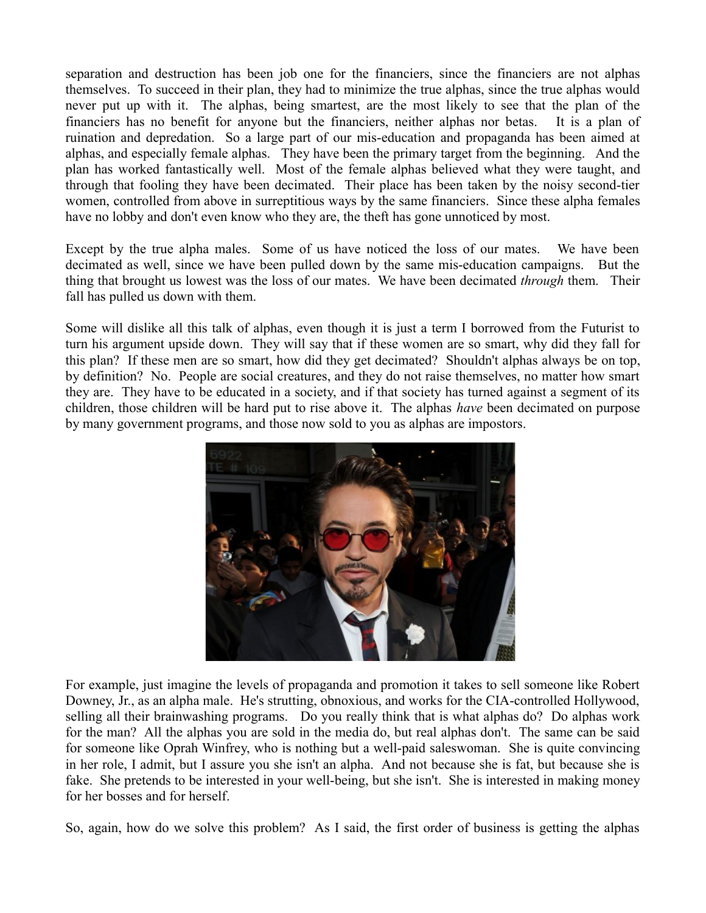separation and destruction has been job one for the financiers, since the financiers are not alphas themselves. To succeed in their plan, they had to minimize the true alphas, since the true alphas would never put up with it. The alphas, being smartest, are the most likely to see that the plan of the financiers has no benefit for anyone but the financiers, neither alphas nor betas. It is a plan of ruination and depredation. So a large part of our mis-education and propaganda has been aimed at alphas, and especially female alphas. They have been the primary target from the beginning. And the plan has worked fantastically well. Most of the female alphas believed what they were taught, and through that fooling they have been decimated. Their place has been taken by the noisy second-tier women, controlled from above in surreptitious ways by the same financiers. Since these alpha females have no lobby and don't even know who they are, the theft has gone unnoticed by most.

Except by the true alpha males. Some of us have noticed the loss of our mates. We have been decimated as well, since we have been pulled down by the same mis-education campaigns. But the thing that brought us lowest was the loss of our mates. We have been decimated *through* them. Their fall has pulled us down with them.

Some will dislike all this talk of alphas, even though it is just a term I borrowed from the Futurist to turn his argument upside down. They will say that if these women are so smart, why did they fall for this plan? If these men are so smart, how did they get decimated? Shouldn't alphas always be on top, by definition? No. People are social creatures, and they do not raise themselves, no matter how smart they are. They have to be educated in a society, and if that society has turned against a segment of its children, those children will be hard put to rise above it. The alphas *have* been decimated on purpose by many government programs, and those now sold to you as alphas are impostors.

For example, just imagine the levels of propaganda and promotion it takes to sell someone like Robert Downey, Jr., as an alpha male. He's strutting, obnoxious, and works for the CIA-controlled Hollywood, selling all their brainwashing programs. Do you really think that is what alphas do? Do alphas work for the man? All the alphas you are sold in the media do, but real alphas don't. The same can be said for someone like Oprah Winfrey, who is nothing but a well-paid saleswoman. She is quite convincing in her role, I admit, but I assure you she isn't an alpha. And not because she is fat, but because she is fake. She pretends to be interested in your well-being, but she isn't. She is interested in making money for her bosses and for herself.

So, again, how do we solve this problem? As I said, the first order of business is getting the alphas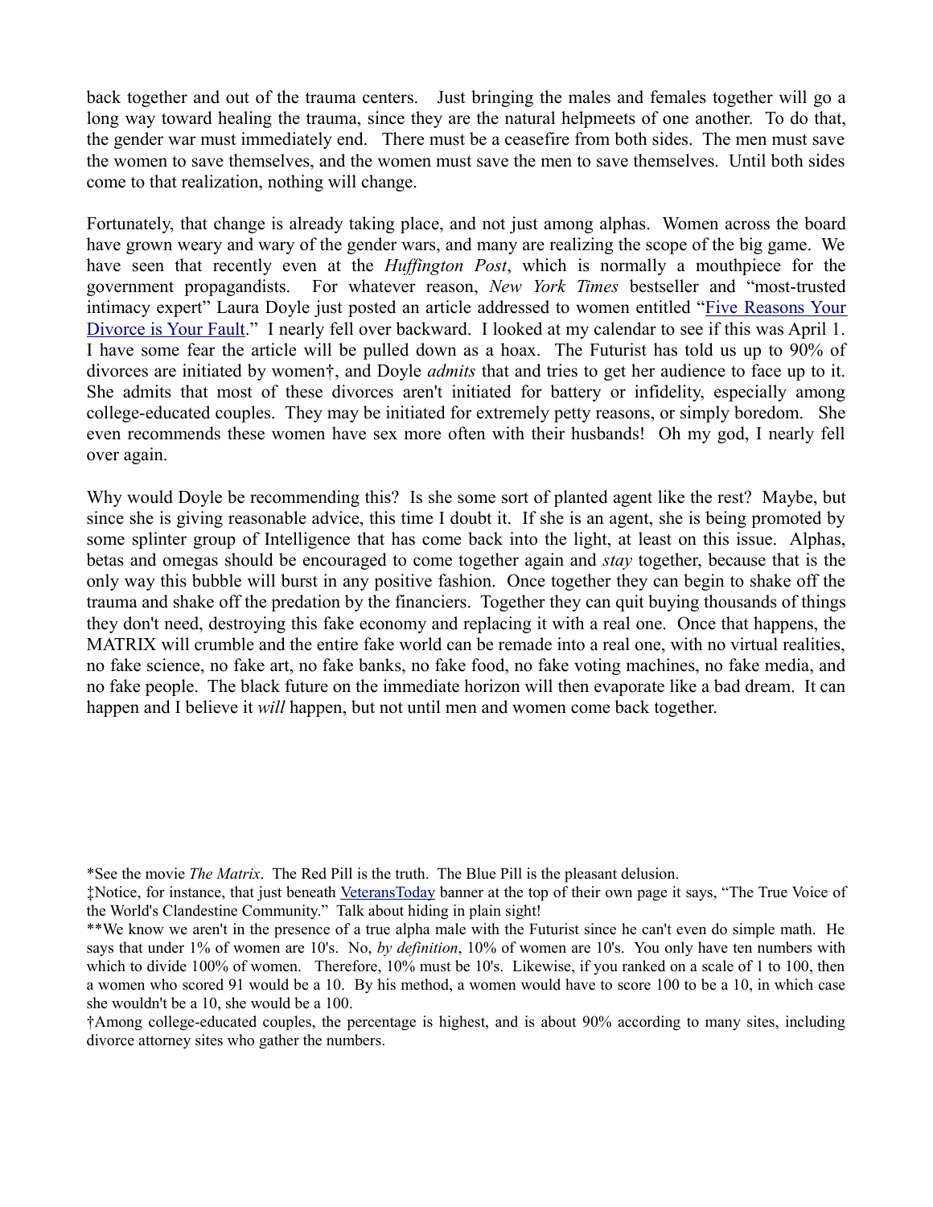back together and out of the trauma centers. Just bringing the males and females together will go a long way toward healing the trauma, since they are the natural helpmeets of one another. To do that, the gender war must immediately end. There must be a ceasefire from both sides. The men must save the women to save themselves, and the women must save the men to save themselves. Until both sides come to that realization, nothing will change.

Fortunately, that change is already taking place, and not just among alphas. Women across the board have grown weary and wary of the gender wars, and many are realizing the scope of the big game. We have seen that recently even at the *Huffington Post*, which is normally a mouthpiece for the government propagandists. For whatever reason, *New York Times* bestseller and "most-trusted intimacy expert" Laura Doyle just posted an article addressed to women entitled "Five Reasons Your Divorce is Your Fault." I nearly fell over backward. I looked at my calendar to see if this was April 1. I have some fear the article will be pulled down as a hoax. The Futurist has told us up to 90% of divorces are initiated by women†, and Doyle *admits* that and tries to get her audience to face up to it. She admits that most of these divorces aren't initiated for battery or infidelity, especially among college-educated couples. They may be initiated for extremely petty reasons, or simply boredom. She even recommends these women have sex more often with their husbands! Oh my god, I nearly fell over again.

Why would Doyle be recommending this? Is she some sort of planted agent like the rest? Maybe, but since she is giving reasonable advice, this time I doubt it. If she is an agent, she is being promoted by some splinter group of Intelligence that has come back into the light, at least on this issue. Alphas, betas and omegas should be encouraged to come together again and *stay* together, because that is the only way this bubble will burst in any positive fashion. Once together they can begin to shake off the trauma and shake off the predation by the financiers. Together they can quit buying thousands of things they don't need, destroying this fake economy and replacing it with a real one. Once that happens, the MATRIX will crumble and the entire fake world can be remade into a real one, with no virtual realities, no fake science, no fake art, no fake banks, no fake food, no fake voting machines, no fake media, and no fake people. The black future on the immediate horizon will then evaporate like a bad dream. It can happen and I believe it *will* happen, but not until men and women come back together.

---

*See the movie *The Matrix*. The Red Pill is the truth. The Blue Pill is the pleasant delusion.

‡Notice, for instance, that just beneath VeteransToday banner at the top of their own page it says, "The True Voice of the World's Clandestine Community." Talk about hiding in plain sight!

**We know we aren't in the presence of a true alpha male with the Futurist since he can't even do simple math. He says that under 1% of women are 10's. No, *by definition*, 10% of women are 10's. You only have ten numbers with which to divide 100% of women. Therefore, 10% must be 10's. Likewise, if you ranked on a scale of 1 to 100, then a women who scored 91 would be a 10. By his method, a women would have to score 100 to be a 10, in which case she wouldn't be a 10, she would be a 100.

†Among college-educated couples, the percentage is highest, and is about 90% according to many sites, including divorce attorney sites who gather the numbers.